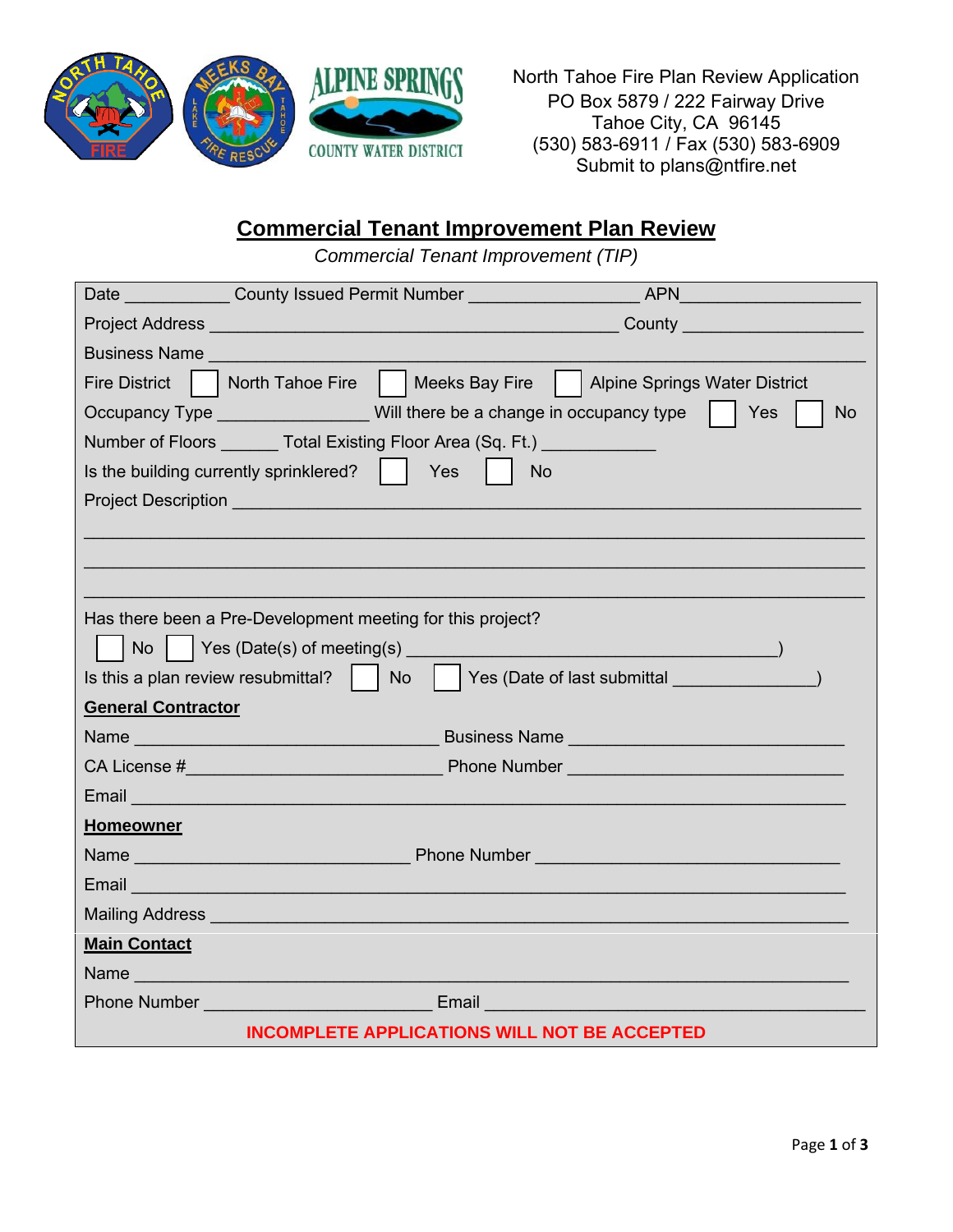North Tahoe Fire Plan Review Application
PO Box 5879 / 222 Fairway Drive
Tahoe City, CA 96145
(530) 583-6911 / Fax (530) 583-6909
Submit to plans@ntfire.net

# Commercial Tenant Improvement Plan Review

*Commercial Tenant Improvement (TIP)*

Date ___________ County Issued Permit Number _________________ APN__________________

Project Address __________________________________________ County __________________

Business Name ________________________________________________________________

Fire District ☐ North Tahoe Fire ☐ Meeks Bay Fire ☐ Alpine Springs Water District

Occupancy Type ________________ Will there be a change in occupancy type ☐ Yes ☐ No

Number of Floors ______ Total Existing Floor Area (Sq. Ft.) ___________

Is the building currently sprinklered? ☐ Yes ☐ No

Project Description ______________________________________________________________

_______________________________________________________________________________

_______________________________________________________________________________

_______________________________________________________________________________

Has there been a Pre-Development meeting for this project?

☐ No ☐ Yes (Date(s) of meeting(s) _______________________________________)

Is this a plan review resubmittal? ☐ No ☐ Yes (Date of last submittal _______________)

**General Contractor**

Name ________________________________ Business Name ____________________________

CA License #__________________________ Phone Number ____________________________

Email __________________________________________________________________________

**Homeowner**

Name ____________________________ Phone Number ________________________________

Email __________________________________________________________________________

Mailing Address _________________________________________________________________

**Main Contact**

Name __________________________________________________________________________

Phone Number _______________________ Email ______________________________________

**INCOMPLETE APPLICATIONS WILL NOT BE ACCEPTED**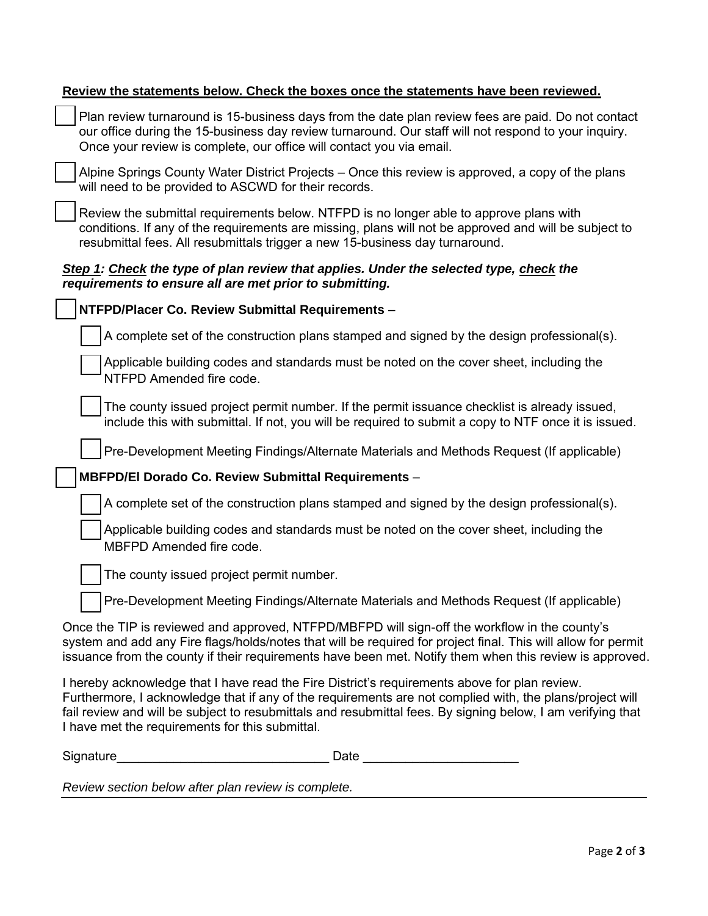**<u>Review the statements below. Check the boxes once the statements have been reviewed.</u>**

- [ ] Plan review turnaround is 15-business days from the date plan review fees are paid. Do not contact our office during the 15-business day review turnaround. Our staff will not respond to your inquiry. Once your review is complete, our office will contact you via email.
- [ ] Alpine Springs County Water District Projects – Once this review is approved, a copy of the plans will need to be provided to ASCWD for their records.
- [ ] Review the submittal requirements below. NTFPD is no longer able to approve plans with conditions. If any of the requirements are missing, plans will not be approved and will be subject to resubmittal fees. All resubmittals trigger a new 15-business day turnaround.

***<u>Step 1</u>: <u>Check</u> the type of plan review that applies. Under the selected type, <u>check</u> the requirements to ensure all are met prior to submitting.***

- [ ] **NTFPD/Placer Co. Review Submittal Requirements** –
  - [ ] A complete set of the construction plans stamped and signed by the design professional(s).
  - [ ] Applicable building codes and standards must be noted on the cover sheet, including the NTFPD Amended fire code.
  - [ ] The county issued project permit number. If the permit issuance checklist is already issued, include this with submittal. If not, you will be required to submit a copy to NTF once it is issued.
  - [ ] Pre-Development Meeting Findings/Alternate Materials and Methods Request (If applicable)
- [ ] **MBFPD/El Dorado Co. Review Submittal Requirements** –
  - [ ] A complete set of the construction plans stamped and signed by the design professional(s).
  - [ ] Applicable building codes and standards must be noted on the cover sheet, including the MBFPD Amended fire code.
  - [ ] The county issued project permit number.
  - [ ] Pre-Development Meeting Findings/Alternate Materials and Methods Request (If applicable)

Once the TIP is reviewed and approved, NTFPD/MBFPD will sign-off the workflow in the county's system and add any Fire flags/holds/notes that will be required for project final. This will allow for permit issuance from the county if their requirements have been met. Notify them when this review is approved.

I hereby acknowledge that I have read the Fire District's requirements above for plan review. Furthermore, I acknowledge that if any of the requirements are not complied with, the plans/project will fail review and will be subject to resubmittals and resubmittal fees. By signing below, I am verifying that I have met the requirements for this submittal.

Signature______________________________ Date ______________________

*Review section below after plan review is complete.*

---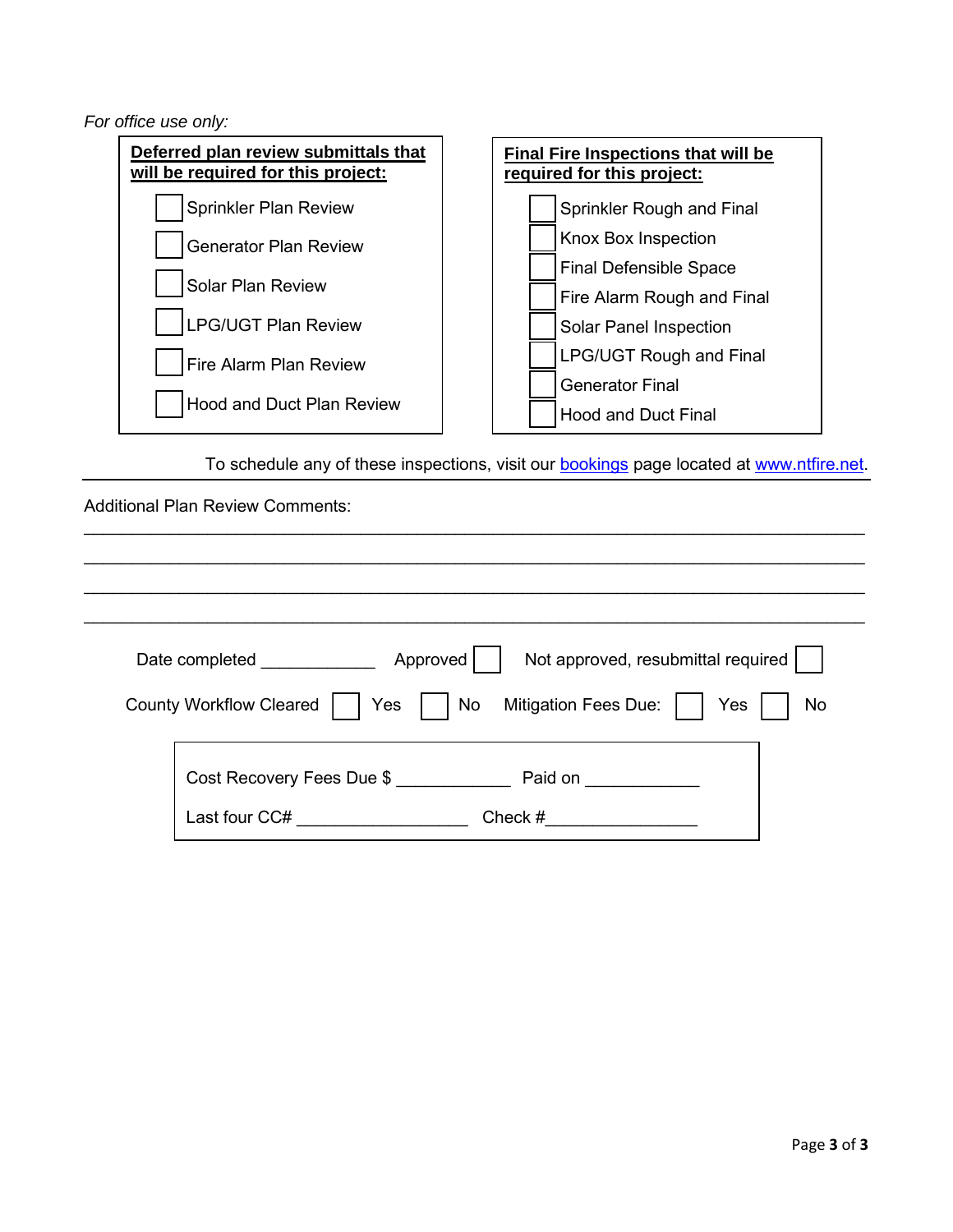*For office use only:*

**Deferred plan review submittals that will be required for this project:**

- ☐ Sprinkler Plan Review
- ☐ Generator Plan Review
- ☐ Solar Plan Review
- ☐ LPG/UGT Plan Review
- ☐ Fire Alarm Plan Review
- ☐ Hood and Duct Plan Review

**Final Fire Inspections that will be required for this project:**

- ☐ Sprinkler Rough and Final
- ☐ Knox Box Inspection
- ☐ Final Defensible Space
- ☐ Fire Alarm Rough and Final
- ☐ Solar Panel Inspection
- ☐ LPG/UGT Rough and Final
- ☐ Generator Final
- ☐ Hood and Duct Final

To schedule any of these inspections, visit our bookings page located at www.ntfire.net.

---

Additional Plan Review Comments:

___________________________________________________________________________

___________________________________________________________________________

___________________________________________________________________________

___________________________________________________________________________

Date completed ____________ Approved ☐ Not approved, resubmittal required ☐

County Workflow Cleared ☐ Yes ☐ No Mitigation Fees Due: ☐ Yes ☐ No

Cost Recovery Fees Due $ ____________ Paid on ____________

Last four CC# __________________ Check #________________